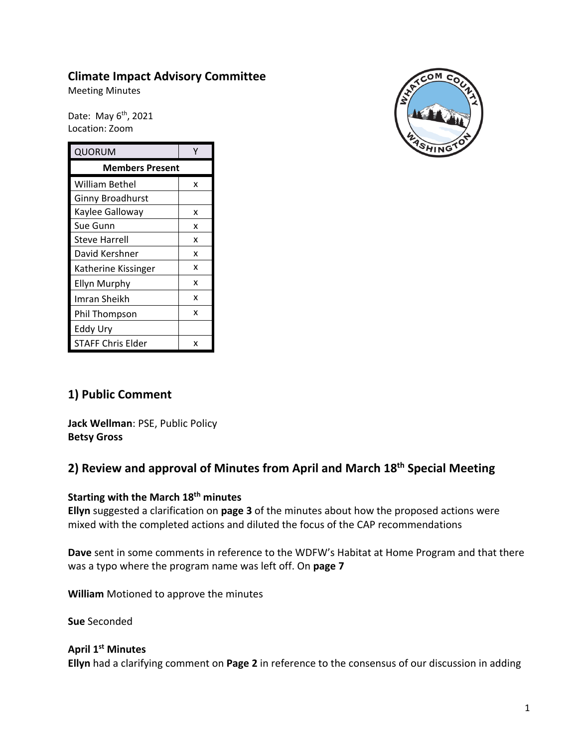# Climate Impact Advisory Committee

Meeting Minutes

Date: May 6th, 2021
Location: Zoom

| QUORUM | Y |
|---|---|
| **Members Present** | |
| William Bethel | x |
| Ginny Broadhurst | |
| Kaylee Galloway | x |
| Sue Gunn | x |
| Steve Harrell | x |
| David Kershner | x |
| Katherine Kissinger | x |
| Ellyn Murphy | x |
| Imran Sheikh | x |
| Phil Thompson | x |
| Eddy Ury | |
| STAFF Chris Elder | x |

## 1) Public Comment

**Jack Wellman**: PSE, Public Policy
**Betsy Gross**

## 2) Review and approval of Minutes from April and March 18th Special Meeting

### Starting with the March 18th minutes

**Ellyn** suggested a clarification on **page 3** of the minutes about how the proposed actions were mixed with the completed actions and diluted the focus of the CAP recommendations

**Dave** sent in some comments in reference to the WDFW's Habitat at Home Program and that there was a typo where the program name was left off. On **page 7**

**William** Motioned to approve the minutes

**Sue** Seconded

### April 1st Minutes

**Ellyn** had a clarifying comment on **Page 2** in reference to the consensus of our discussion in adding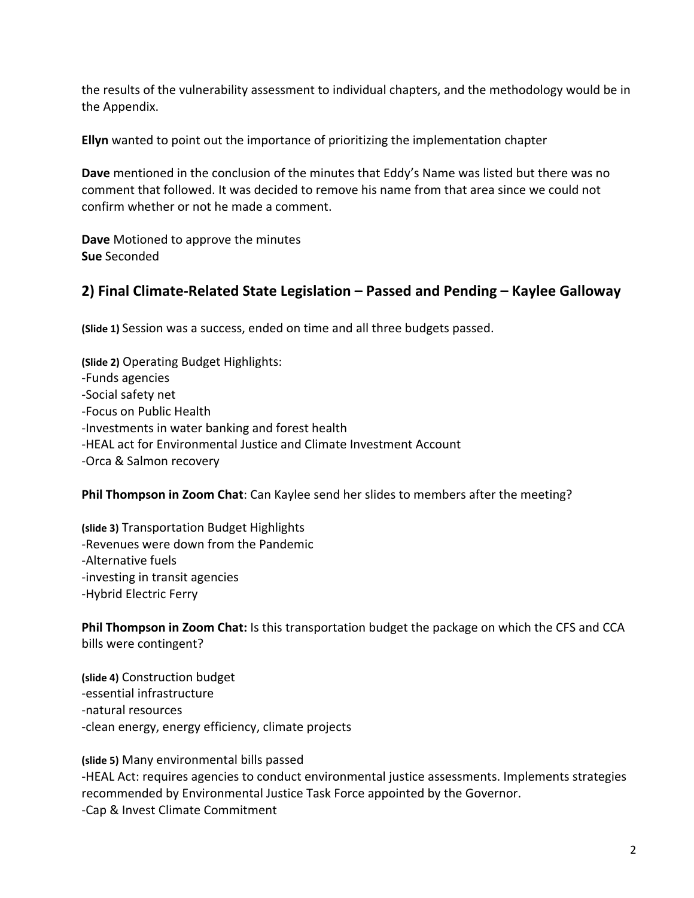the results of the vulnerability assessment to individual chapters, and the methodology would be in the Appendix.

**Ellyn** wanted to point out the importance of prioritizing the implementation chapter

**Dave** mentioned in the conclusion of the minutes that Eddy's Name was listed but there was no comment that followed. It was decided to remove his name from that area since we could not confirm whether or not he made a comment.

**Dave** Motioned to approve the minutes
**Sue** Seconded

## 2) Final Climate-Related State Legislation – Passed and Pending – Kaylee Galloway

**(Slide 1)** Session was a success, ended on time and all three budgets passed.

**(Slide 2)** Operating Budget Highlights:
-Funds agencies
-Social safety net
-Focus on Public Health
-Investments in water banking and forest health
-HEAL act for Environmental Justice and Climate Investment Account
-Orca & Salmon recovery

**Phil Thompson in Zoom Chat**: Can Kaylee send her slides to members after the meeting?

**(slide 3)** Transportation Budget Highlights
-Revenues were down from the Pandemic
-Alternative fuels
-investing in transit agencies
-Hybrid Electric Ferry

**Phil Thompson in Zoom Chat:** Is this transportation budget the package on which the CFS and CCA bills were contingent?

**(slide 4)** Construction budget
-essential infrastructure
-natural resources
-clean energy, energy efficiency, climate projects

**(slide 5)** Many environmental bills passed
-HEAL Act: requires agencies to conduct environmental justice assessments. Implements strategies recommended by Environmental Justice Task Force appointed by the Governor.
-Cap & Invest Climate Commitment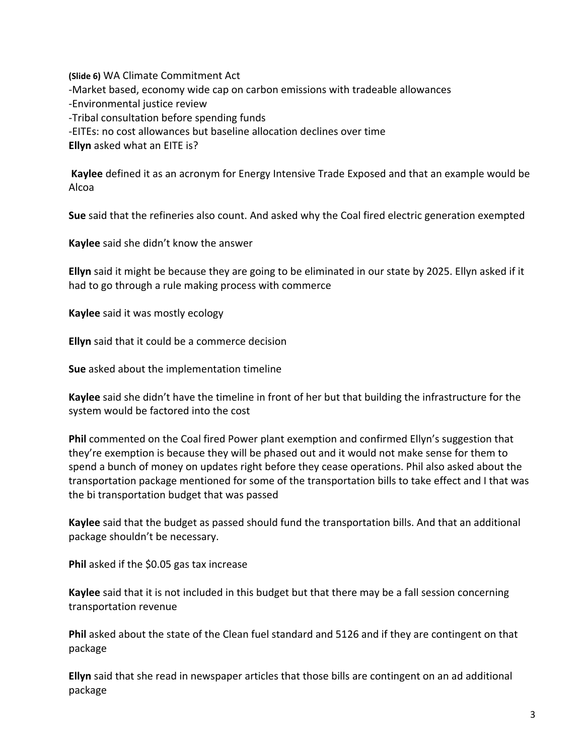**(Slide 6)** WA Climate Commitment Act
-Market based, economy wide cap on carbon emissions with tradeable allowances
-Environmental justice review
-Tribal consultation before spending funds
-EITEs: no cost allowances but baseline allocation declines over time
**Ellyn** asked what an EITE is?

**Kaylee** defined it as an acronym for Energy Intensive Trade Exposed and that an example would be Alcoa

**Sue** said that the refineries also count. And asked why the Coal fired electric generation exempted

**Kaylee** said she didn't know the answer

**Ellyn** said it might be because they are going to be eliminated in our state by 2025. Ellyn asked if it had to go through a rule making process with commerce

**Kaylee** said it was mostly ecology

**Ellyn** said that it could be a commerce decision

**Sue** asked about the implementation timeline

**Kaylee** said she didn't have the timeline in front of her but that building the infrastructure for the system would be factored into the cost

**Phil** commented on the Coal fired Power plant exemption and confirmed Ellyn's suggestion that they're exemption is because they will be phased out and it would not make sense for them to spend a bunch of money on updates right before they cease operations. Phil also asked about the transportation package mentioned for some of the transportation bills to take effect and I that was the bi transportation budget that was passed

**Kaylee** said that the budget as passed should fund the transportation bills. And that an additional package shouldn't be necessary.

**Phil** asked if the $0.05 gas tax increase

**Kaylee** said that it is not included in this budget but that there may be a fall session concerning transportation revenue

**Phil** asked about the state of the Clean fuel standard and 5126 and if they are contingent on that package

**Ellyn** said that she read in newspaper articles that those bills are contingent on an ad additional package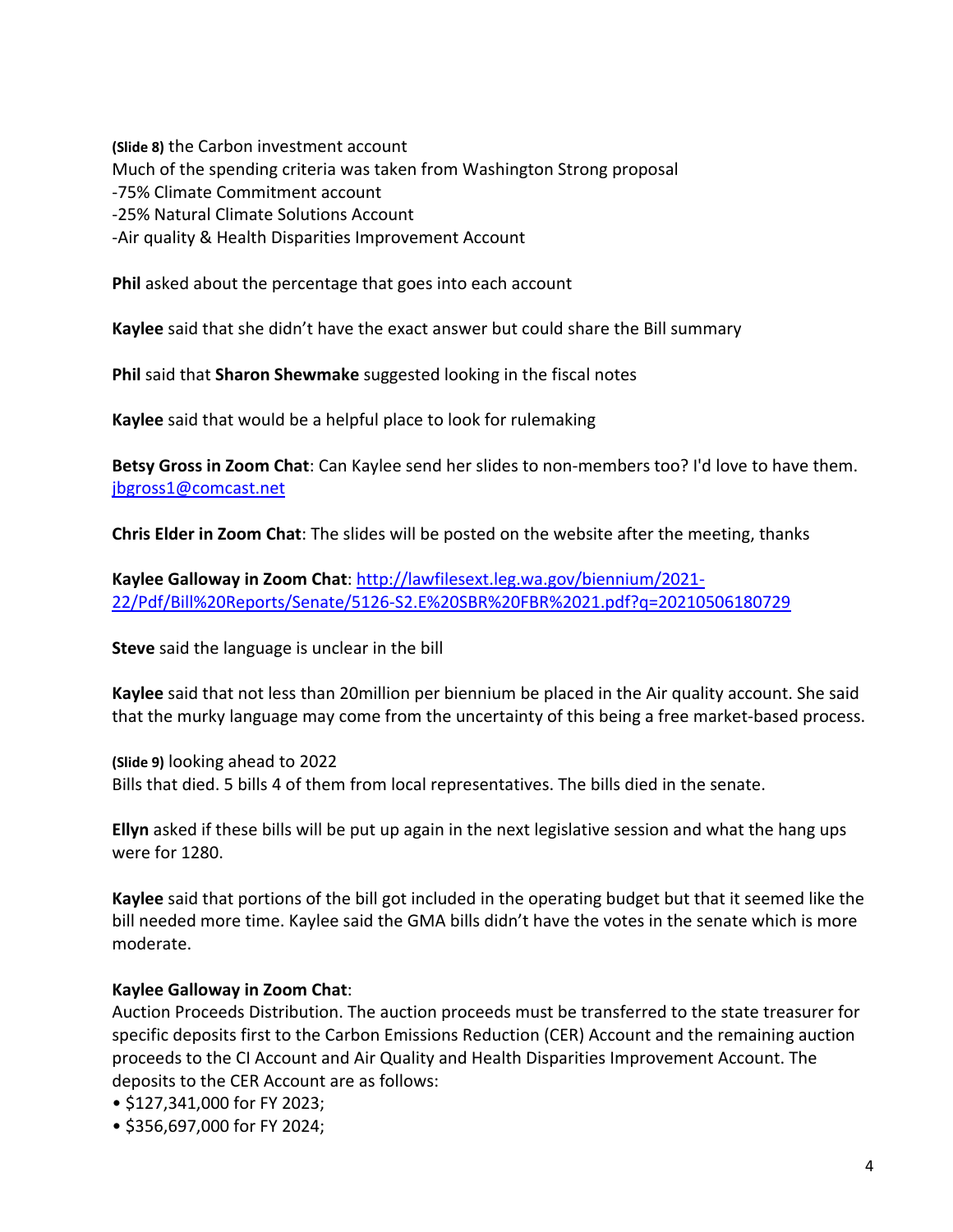**(Slide 8)** the Carbon investment account
Much of the spending criteria was taken from Washington Strong proposal
-75% Climate Commitment account
-25% Natural Climate Solutions Account
-Air quality & Health Disparities Improvement Account

**Phil** asked about the percentage that goes into each account

**Kaylee** said that she didn't have the exact answer but could share the Bill summary

**Phil** said that **Sharon Shewmake** suggested looking in the fiscal notes

**Kaylee** said that would be a helpful place to look for rulemaking

**Betsy Gross in Zoom Chat**: Can Kaylee send her slides to non-members too? I'd love to have them. jbgross1@comcast.net

**Chris Elder in Zoom Chat**: The slides will be posted on the website after the meeting, thanks

**Kaylee Galloway in Zoom Chat**: http://lawfilesext.leg.wa.gov/biennium/2021-22/Pdf/Bill%20Reports/Senate/5126-S2.E%20SBR%20FBR%2021.pdf?q=20210506180729

**Steve** said the language is unclear in the bill

**Kaylee** said that not less than 20million per biennium be placed in the Air quality account. She said that the murky language may come from the uncertainty of this being a free market-based process.

**(Slide 9)** looking ahead to 2022
Bills that died. 5 bills 4 of them from local representatives. The bills died in the senate.

**Ellyn** asked if these bills will be put up again in the next legislative session and what the hang ups were for 1280.

**Kaylee** said that portions of the bill got included in the operating budget but that it seemed like the bill needed more time. Kaylee said the GMA bills didn't have the votes in the senate which is more moderate.

**Kaylee Galloway in Zoom Chat**:
Auction Proceeds Distribution. The auction proceeds must be transferred to the state treasurer for specific deposits first to the Carbon Emissions Reduction (CER) Account and the remaining auction proceeds to the CI Account and Air Quality and Health Disparities Improvement Account. The deposits to the CER Account are as follows:

- $127,341,000 for FY 2023;
- $356,697,000 for FY 2024;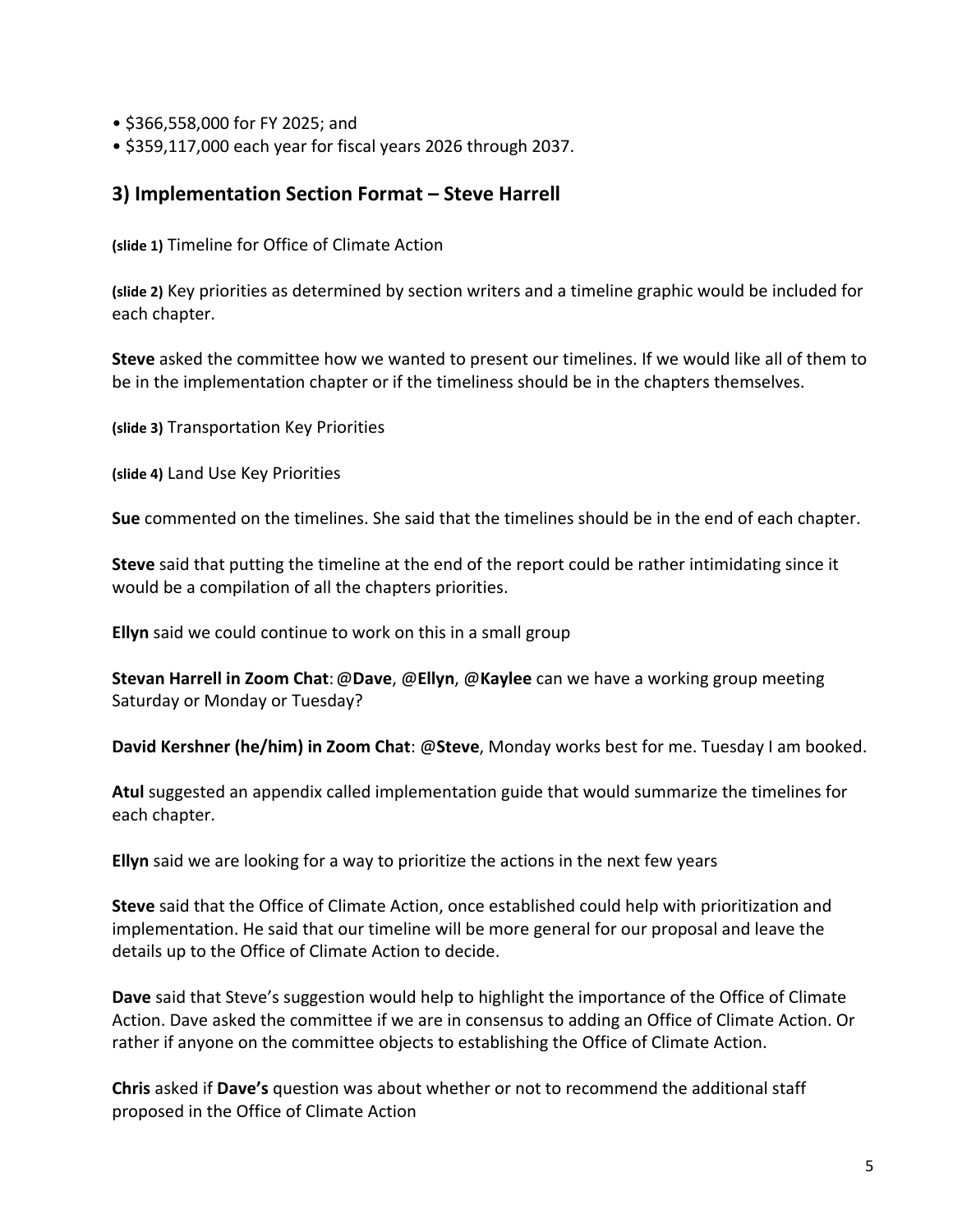- $366,558,000 for FY 2025; and
- $359,117,000 each year for fiscal years 2026 through 2037.

## 3) Implementation Section Format – Steve Harrell

**(slide 1)** Timeline for Office of Climate Action

**(slide 2)** Key priorities as determined by section writers and a timeline graphic would be included for each chapter.

**Steve** asked the committee how we wanted to present our timelines. If we would like all of them to be in the implementation chapter or if the timeliness should be in the chapters themselves.

**(slide 3)** Transportation Key Priorities

**(slide 4)** Land Use Key Priorities

**Sue** commented on the timelines. She said that the timelines should be in the end of each chapter.

**Steve** said that putting the timeline at the end of the report could be rather intimidating since it would be a compilation of all the chapters priorities.

**Ellyn** said we could continue to work on this in a small group

**Stevan Harrell in Zoom Chat**: **@Dave**, **@Ellyn**, **@Kaylee** can we have a working group meeting Saturday or Monday or Tuesday?

**David Kershner (he/him) in Zoom Chat**: **@Steve**, Monday works best for me. Tuesday I am booked.

**Atul** suggested an appendix called implementation guide that would summarize the timelines for each chapter.

**Ellyn** said we are looking for a way to prioritize the actions in the next few years

**Steve** said that the Office of Climate Action, once established could help with prioritization and implementation. He said that our timeline will be more general for our proposal and leave the details up to the Office of Climate Action to decide.

**Dave** said that Steve's suggestion would help to highlight the importance of the Office of Climate Action. Dave asked the committee if we are in consensus to adding an Office of Climate Action. Or rather if anyone on the committee objects to establishing the Office of Climate Action.

**Chris** asked if **Dave's** question was about whether or not to recommend the additional staff proposed in the Office of Climate Action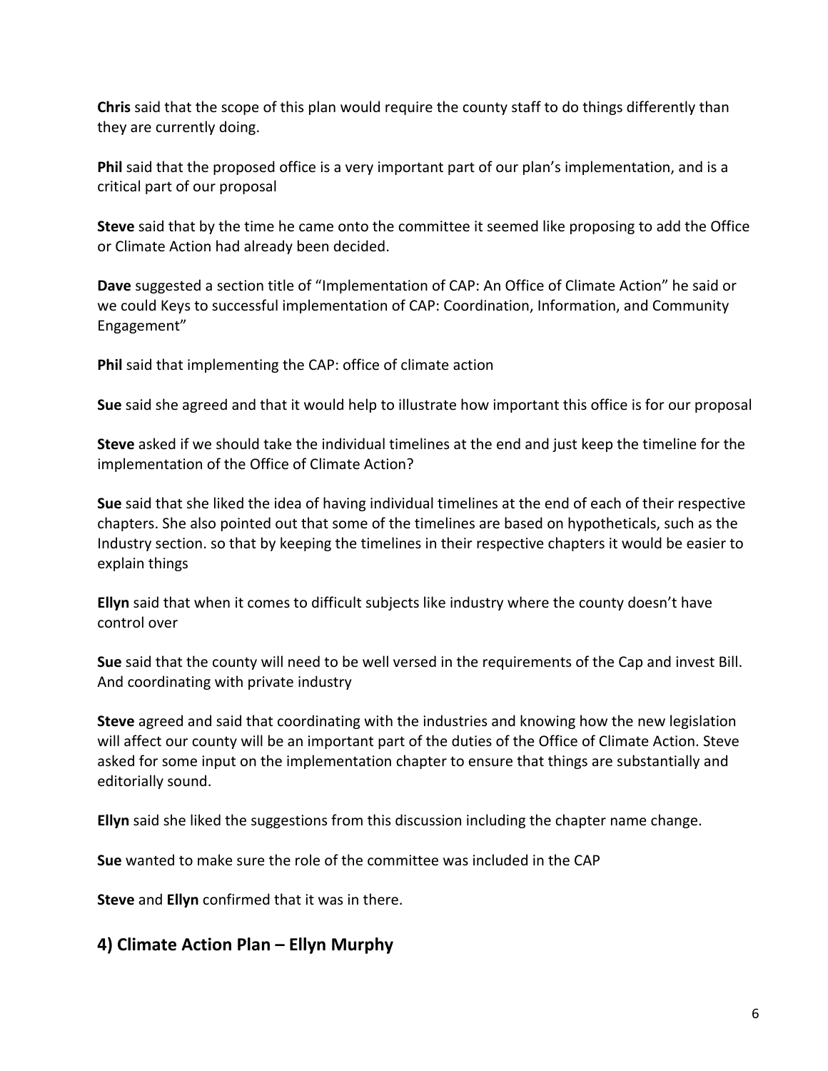**Chris** said that the scope of this plan would require the county staff to do things differently than they are currently doing.

**Phil** said that the proposed office is a very important part of our plan's implementation, and is a critical part of our proposal

**Steve** said that by the time he came onto the committee it seemed like proposing to add the Office or Climate Action had already been decided.

**Dave** suggested a section title of "Implementation of CAP: An Office of Climate Action" he said or we could Keys to successful implementation of CAP: Coordination, Information, and Community Engagement"

**Phil** said that implementing the CAP: office of climate action

**Sue** said she agreed and that it would help to illustrate how important this office is for our proposal

**Steve** asked if we should take the individual timelines at the end and just keep the timeline for the implementation of the Office of Climate Action?

**Sue** said that she liked the idea of having individual timelines at the end of each of their respective chapters. She also pointed out that some of the timelines are based on hypotheticals, such as the Industry section. so that by keeping the timelines in their respective chapters it would be easier to explain things

**Ellyn** said that when it comes to difficult subjects like industry where the county doesn't have control over

**Sue** said that the county will need to be well versed in the requirements of the Cap and invest Bill. And coordinating with private industry

**Steve** agreed and said that coordinating with the industries and knowing how the new legislation will affect our county will be an important part of the duties of the Office of Climate Action. Steve asked for some input on the implementation chapter to ensure that things are substantially and editorially sound.

**Ellyn** said she liked the suggestions from this discussion including the chapter name change.

**Sue** wanted to make sure the role of the committee was included in the CAP

**Steve** and **Ellyn** confirmed that it was in there.

## 4) Climate Action Plan – Ellyn Murphy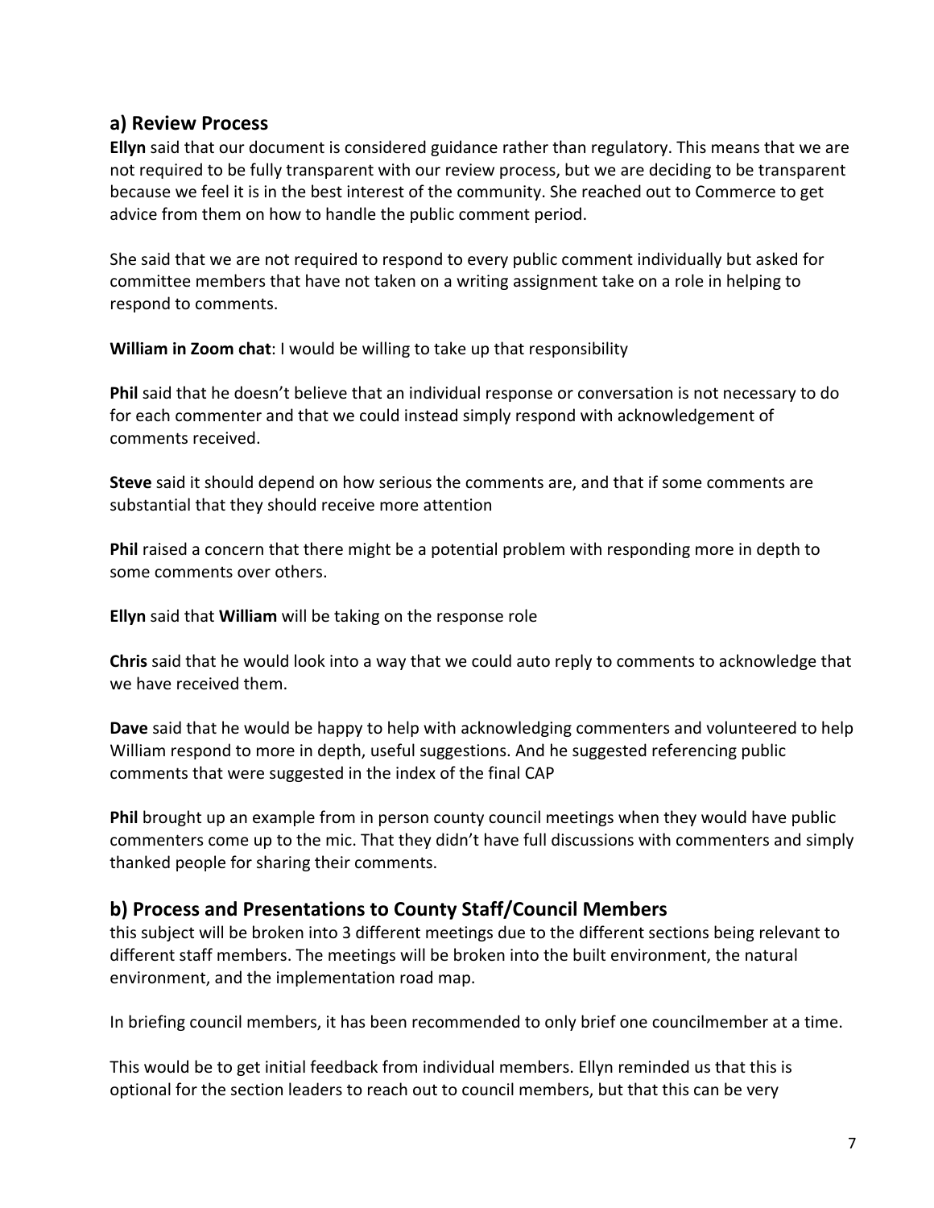## a) Review Process

**Ellyn** said that our document is considered guidance rather than regulatory. This means that we are not required to be fully transparent with our review process, but we are deciding to be transparent because we feel it is in the best interest of the community. She reached out to Commerce to get advice from them on how to handle the public comment period.

She said that we are not required to respond to every public comment individually but asked for committee members that have not taken on a writing assignment take on a role in helping to respond to comments.

**William in Zoom chat**: I would be willing to take up that responsibility

**Phil** said that he doesn't believe that an individual response or conversation is not necessary to do for each commenter and that we could instead simply respond with acknowledgement of comments received.

**Steve** said it should depend on how serious the comments are, and that if some comments are substantial that they should receive more attention

**Phil** raised a concern that there might be a potential problem with responding more in depth to some comments over others.

**Ellyn** said that **William** will be taking on the response role

**Chris** said that he would look into a way that we could auto reply to comments to acknowledge that we have received them.

**Dave** said that he would be happy to help with acknowledging commenters and volunteered to help William respond to more in depth, useful suggestions. And he suggested referencing public comments that were suggested in the index of the final CAP

**Phil** brought up an example from in person county council meetings when they would have public commenters come up to the mic. That they didn't have full discussions with commenters and simply thanked people for sharing their comments.

## b) Process and Presentations to County Staff/Council Members

this subject will be broken into 3 different meetings due to the different sections being relevant to different staff members. The meetings will be broken into the built environment, the natural environment, and the implementation road map.

In briefing council members, it has been recommended to only brief one councilmember at a time.

This would be to get initial feedback from individual members. Ellyn reminded us that this is optional for the section leaders to reach out to council members, but that this can be very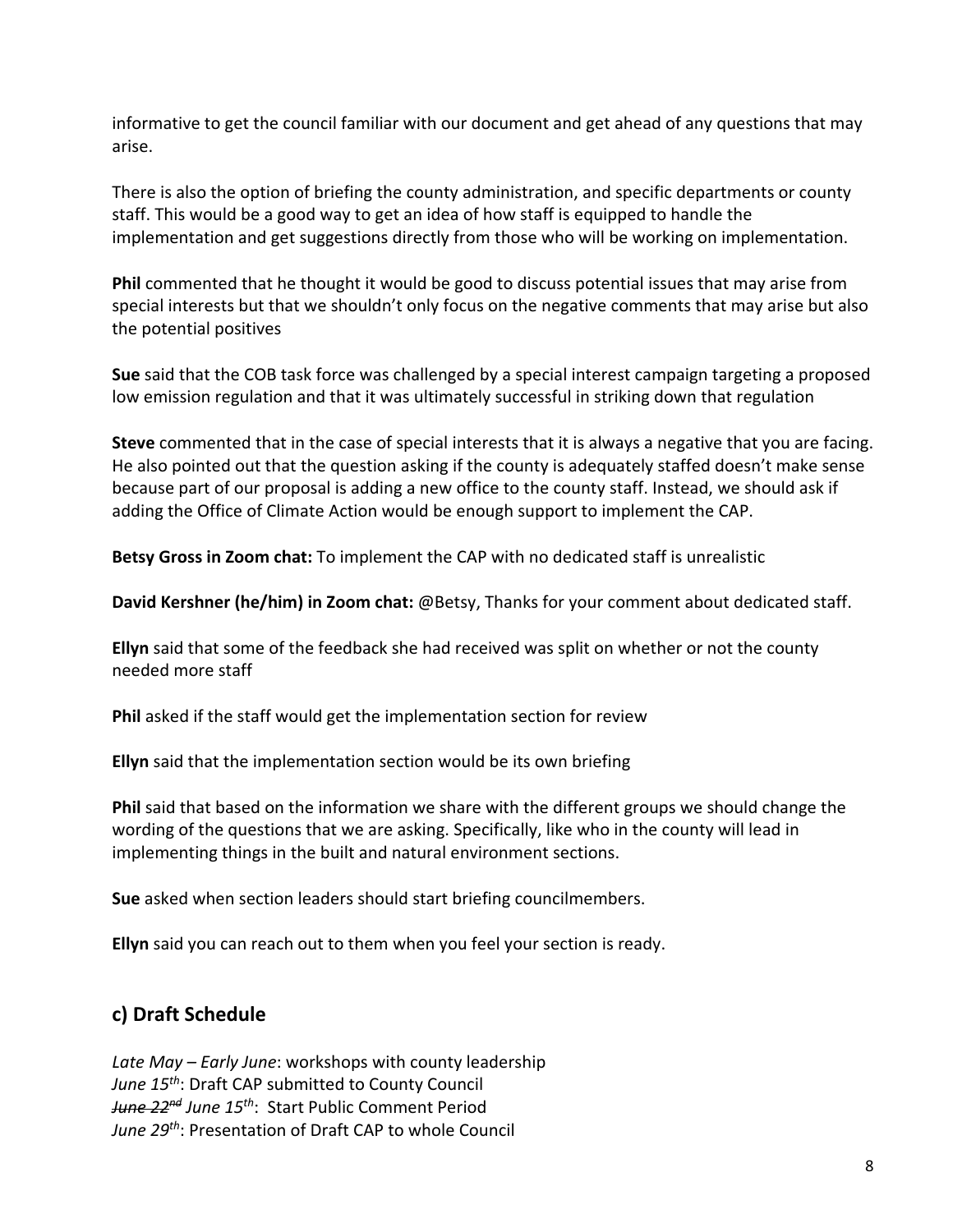informative to get the council familiar with our document and get ahead of any questions that may arise.

There is also the option of briefing the county administration, and specific departments or county staff. This would be a good way to get an idea of how staff is equipped to handle the implementation and get suggestions directly from those who will be working on implementation.

**Phil** commented that he thought it would be good to discuss potential issues that may arise from special interests but that we shouldn't only focus on the negative comments that may arise but also the potential positives

**Sue** said that the COB task force was challenged by a special interest campaign targeting a proposed low emission regulation and that it was ultimately successful in striking down that regulation

**Steve** commented that in the case of special interests that it is always a negative that you are facing. He also pointed out that the question asking if the county is adequately staffed doesn't make sense because part of our proposal is adding a new office to the county staff. Instead, we should ask if adding the Office of Climate Action would be enough support to implement the CAP.

**Betsy Gross in Zoom chat:** To implement the CAP with no dedicated staff is unrealistic

**David Kershner (he/him) in Zoom chat:** @Betsy, Thanks for your comment about dedicated staff.

**Ellyn** said that some of the feedback she had received was split on whether or not the county needed more staff

**Phil** asked if the staff would get the implementation section for review

**Ellyn** said that the implementation section would be its own briefing

**Phil** said that based on the information we share with the different groups we should change the wording of the questions that we are asking. Specifically, like who in the county will lead in implementing things in the built and natural environment sections.

**Sue** asked when section leaders should start briefing councilmembers.

**Ellyn** said you can reach out to them when you feel your section is ready.

## c) Draft Schedule

*Late May – Early June*: workshops with county leadership
*June 15th*: Draft CAP submitted to County Council
~~*June 22nd*~~ *June 15th*: Start Public Comment Period
*June 29th*: Presentation of Draft CAP to whole Council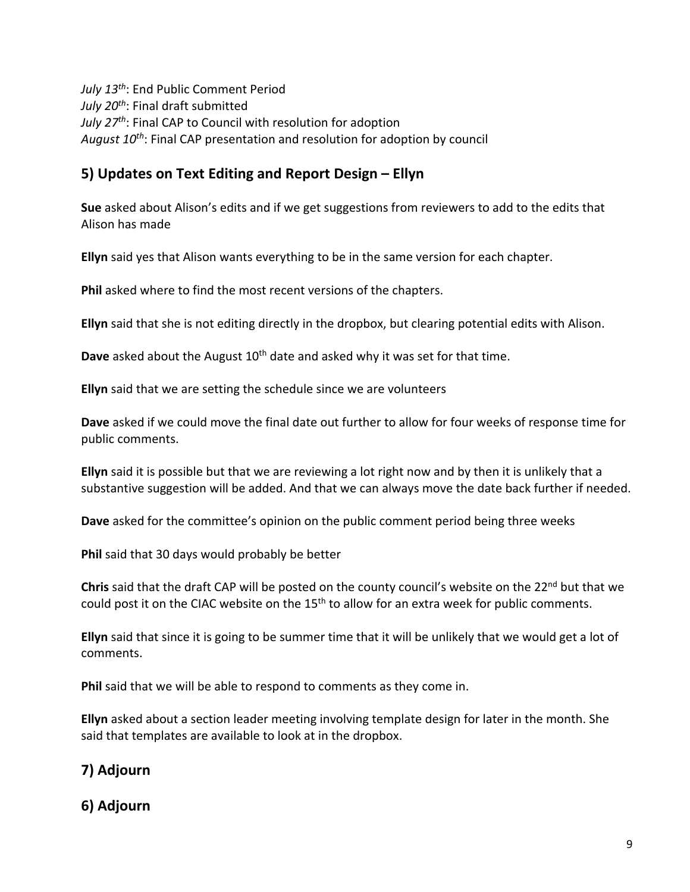*July 13th*: End Public Comment Period
*July 20th*: Final draft submitted
*July 27th*: Final CAP to Council with resolution for adoption
*August 10th*: Final CAP presentation and resolution for adoption by council

## 5) Updates on Text Editing and Report Design – Ellyn

**Sue** asked about Alison's edits and if we get suggestions from reviewers to add to the edits that Alison has made

**Ellyn** said yes that Alison wants everything to be in the same version for each chapter.

**Phil** asked where to find the most recent versions of the chapters.

**Ellyn** said that she is not editing directly in the dropbox, but clearing potential edits with Alison.

**Dave** asked about the August 10th date and asked why it was set for that time.

**Ellyn** said that we are setting the schedule since we are volunteers

**Dave** asked if we could move the final date out further to allow for four weeks of response time for public comments.

**Ellyn** said it is possible but that we are reviewing a lot right now and by then it is unlikely that a substantive suggestion will be added. And that we can always move the date back further if needed.

**Dave** asked for the committee's opinion on the public comment period being three weeks

**Phil** said that 30 days would probably be better

**Chris** said that the draft CAP will be posted on the county council's website on the 22nd but that we could post it on the CIAC website on the 15th to allow for an extra week for public comments.

**Ellyn** said that since it is going to be summer time that it will be unlikely that we would get a lot of comments.

**Phil** said that we will be able to respond to comments as they come in.

**Ellyn** asked about a section leader meeting involving template design for later in the month. She said that templates are available to look at in the dropbox.

## 7) Adjourn

## 6) Adjourn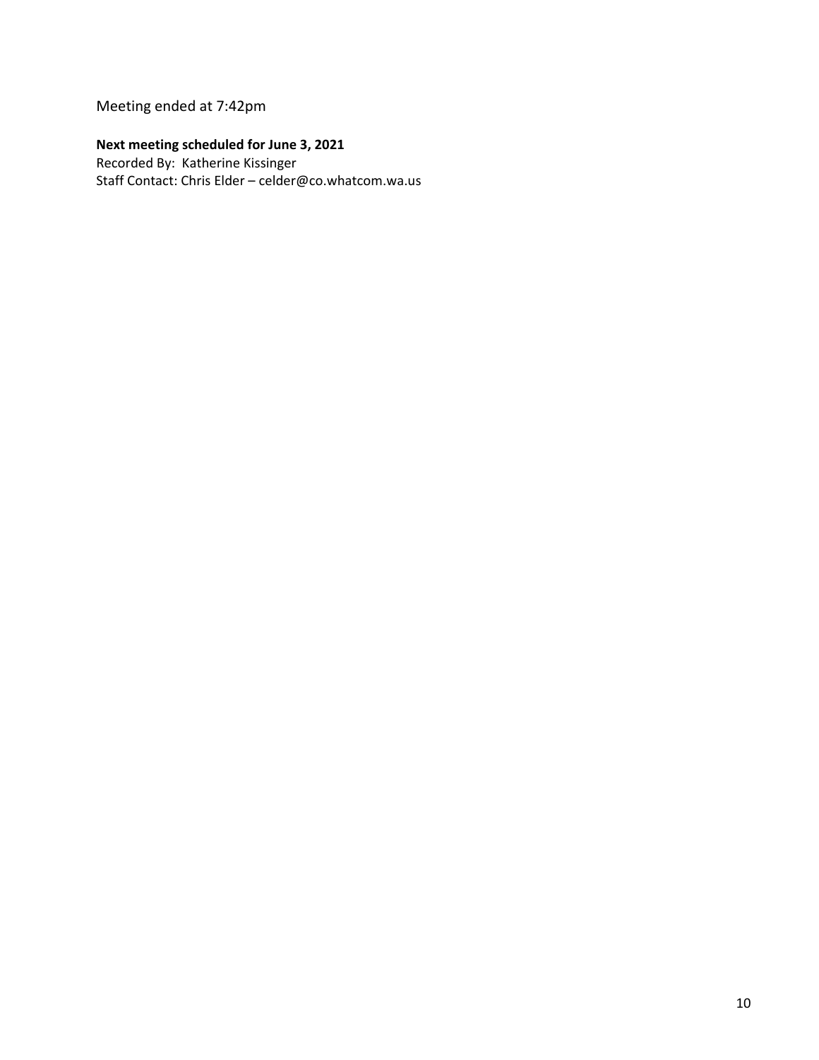Meeting ended at 7:42pm

**Next meeting scheduled for June 3, 2021**
Recorded By: Katherine Kissinger
Staff Contact: Chris Elder – celder@co.whatcom.wa.us